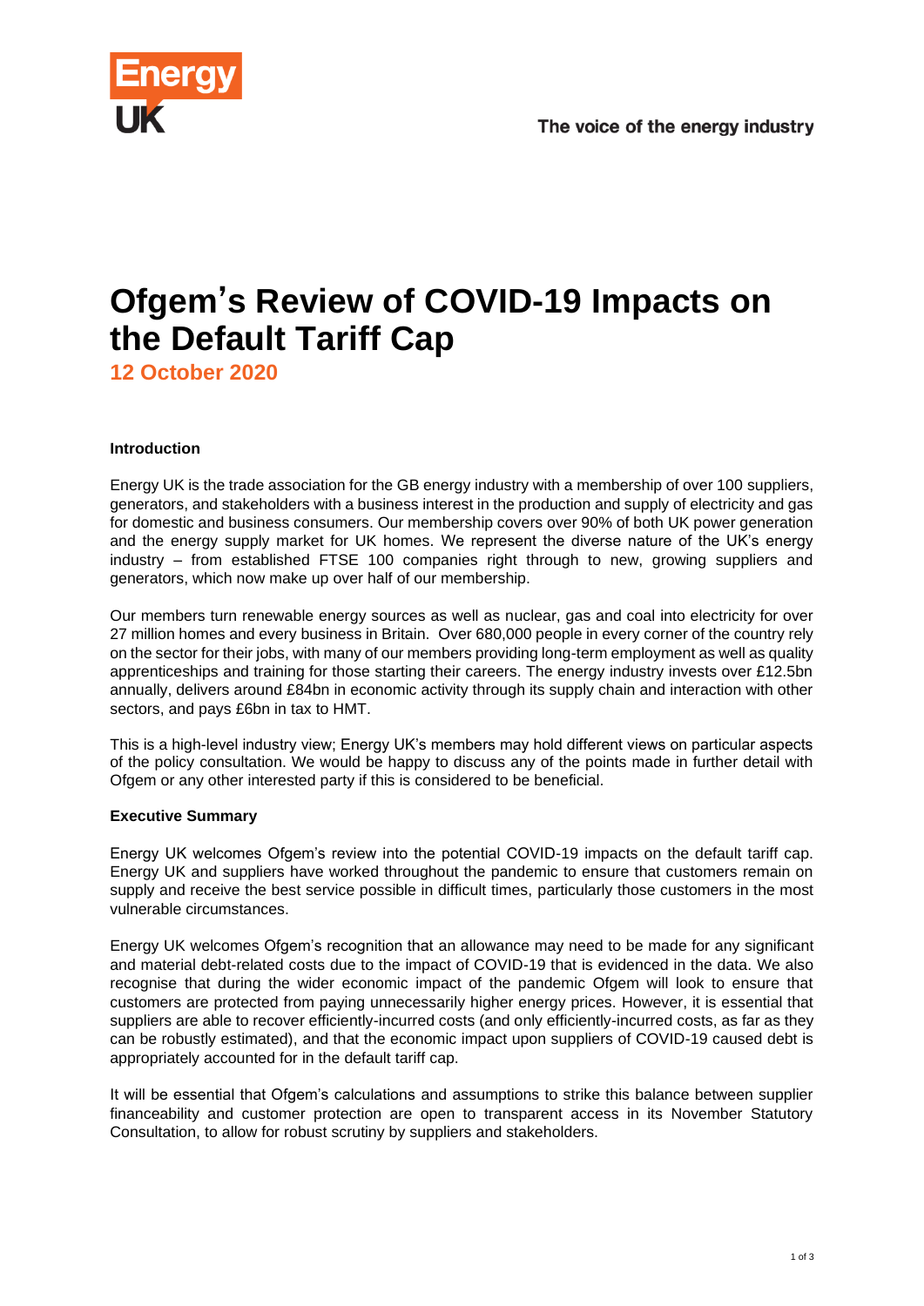# Ofgem's Review of COVID-19 Impacts on the Default Tariff Cap

**12 October 2020**

**Introduction**

Energy UK is the trade association for the GB energy industry with a membership of over 100 suppliers, generators, and stakeholders with a business interest in the production and supply of electricity and gas for domestic and business consumers. Our membership covers over 90% of both UK power generation and the energy supply market for UK homes. We represent the diverse nature of the UK's energy industry – from established FTSE 100 companies right through to new, growing suppliers and generators, which now make up over half of our membership.

Our members turn renewable energy sources as well as nuclear, gas and coal into electricity for over 27 million homes and every business in Britain. Over 680,000 people in every corner of the country rely on the sector for their jobs, with many of our members providing long-term employment as well as quality apprenticeships and training for those starting their careers. The energy industry invests over £12.5bn annually, delivers around £84bn in economic activity through its supply chain and interaction with other sectors, and pays £6bn in tax to HMT.

This is a high-level industry view; Energy UK's members may hold different views on particular aspects of the policy consultation. We would be happy to discuss any of the points made in further detail with Ofgem or any other interested party if this is considered to be beneficial.

**Executive Summary**

Energy UK welcomes Ofgem's review into the potential COVID-19 impacts on the default tariff cap. Energy UK and suppliers have worked throughout the pandemic to ensure that customers remain on supply and receive the best service possible in difficult times, particularly those customers in the most vulnerable circumstances.

Energy UK welcomes Ofgem's recognition that an allowance may need to be made for any significant and material debt-related costs due to the impact of COVID-19 that is evidenced in the data. We also recognise that during the wider economic impact of the pandemic Ofgem will look to ensure that customers are protected from paying unnecessarily higher energy prices. However, it is essential that suppliers are able to recover efficiently-incurred costs (and only efficiently-incurred costs, as far as they can be robustly estimated), and that the economic impact upon suppliers of COVID-19 caused debt is appropriately accounted for in the default tariff cap.

It will be essential that Ofgem's calculations and assumptions to strike this balance between supplier financeability and customer protection are open to transparent access in its November Statutory Consultation, to allow for robust scrutiny by suppliers and stakeholders.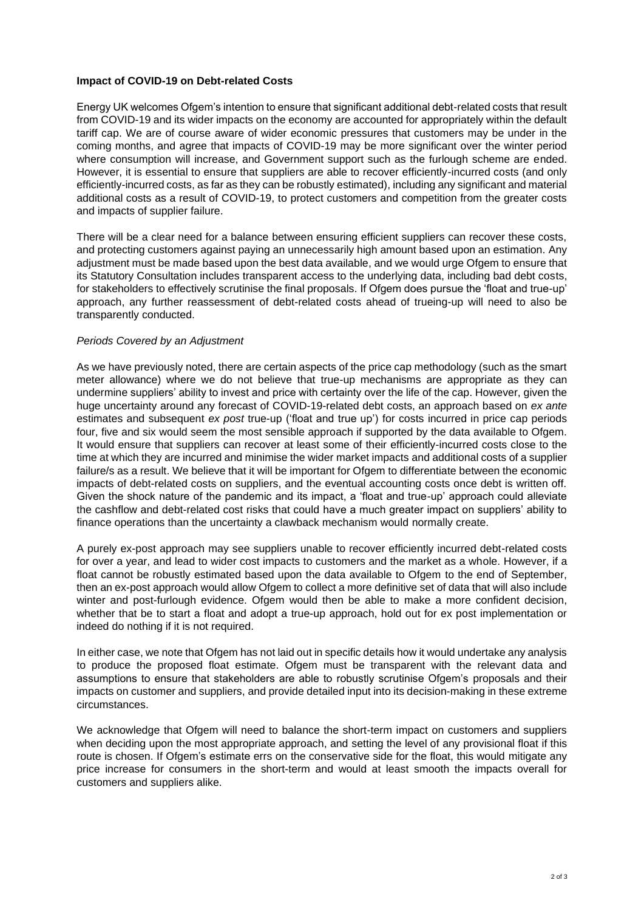**Impact of COVID-19 on Debt-related Costs**

Energy UK welcomes Ofgem's intention to ensure that significant additional debt-related costs that result from COVID-19 and its wider impacts on the economy are accounted for appropriately within the default tariff cap. We are of course aware of wider economic pressures that customers may be under in the coming months, and agree that impacts of COVID-19 may be more significant over the winter period where consumption will increase, and Government support such as the furlough scheme are ended. However, it is essential to ensure that suppliers are able to recover efficiently-incurred costs (and only efficiently-incurred costs, as far as they can be robustly estimated), including any significant and material additional costs as a result of COVID-19, to protect customers and competition from the greater costs and impacts of supplier failure.

There will be a clear need for a balance between ensuring efficient suppliers can recover these costs, and protecting customers against paying an unnecessarily high amount based upon an estimation. Any adjustment must be made based upon the best data available, and we would urge Ofgem to ensure that its Statutory Consultation includes transparent access to the underlying data, including bad debt costs, for stakeholders to effectively scrutinise the final proposals. If Ofgem does pursue the 'float and true-up' approach, any further reassessment of debt-related costs ahead of trueing-up will need to also be transparently conducted.

*Periods Covered by an Adjustment*

As we have previously noted, there are certain aspects of the price cap methodology (such as the smart meter allowance) where we do not believe that true-up mechanisms are appropriate as they can undermine suppliers' ability to invest and price with certainty over the life of the cap. However, given the huge uncertainty around any forecast of COVID-19-related debt costs, an approach based on *ex ante* estimates and subsequent *ex post* true-up ('float and true up') for costs incurred in price cap periods four, five and six would seem the most sensible approach if supported by the data available to Ofgem. It would ensure that suppliers can recover at least some of their efficiently-incurred costs close to the time at which they are incurred and minimise the wider market impacts and additional costs of a supplier failure/s as a result. We believe that it will be important for Ofgem to differentiate between the economic impacts of debt-related costs on suppliers, and the eventual accounting costs once debt is written off. Given the shock nature of the pandemic and its impact, a 'float and true-up' approach could alleviate the cashflow and debt-related cost risks that could have a much greater impact on suppliers' ability to finance operations than the uncertainty a clawback mechanism would normally create.

A purely ex-post approach may see suppliers unable to recover efficiently incurred debt-related costs for over a year, and lead to wider cost impacts to customers and the market as a whole. However, if a float cannot be robustly estimated based upon the data available to Ofgem to the end of September, then an ex-post approach would allow Ofgem to collect a more definitive set of data that will also include winter and post-furlough evidence. Ofgem would then be able to make a more confident decision, whether that be to start a float and adopt a true-up approach, hold out for ex post implementation or indeed do nothing if it is not required.

In either case, we note that Ofgem has not laid out in specific details how it would undertake any analysis to produce the proposed float estimate. Ofgem must be transparent with the relevant data and assumptions to ensure that stakeholders are able to robustly scrutinise Ofgem's proposals and their impacts on customer and suppliers, and provide detailed input into its decision-making in these extreme circumstances.

We acknowledge that Ofgem will need to balance the short-term impact on customers and suppliers when deciding upon the most appropriate approach, and setting the level of any provisional float if this route is chosen. If Ofgem's estimate errs on the conservative side for the float, this would mitigate any price increase for consumers in the short-term and would at least smooth the impacts overall for customers and suppliers alike.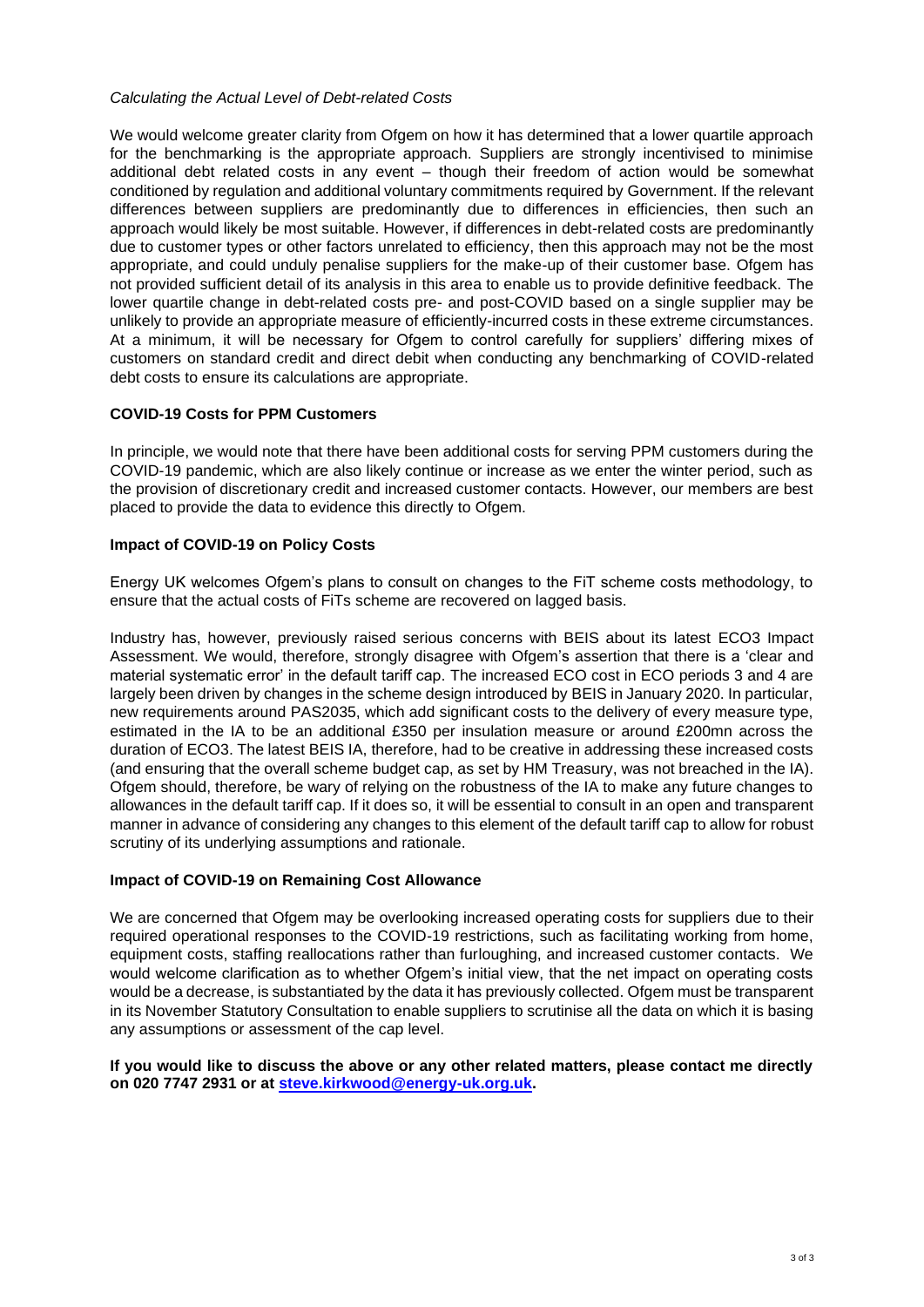*Calculating the Actual Level of Debt-related Costs*

We would welcome greater clarity from Ofgem on how it has determined that a lower quartile approach for the benchmarking is the appropriate approach. Suppliers are strongly incentivised to minimise additional debt related costs in any event – though their freedom of action would be somewhat conditioned by regulation and additional voluntary commitments required by Government. If the relevant differences between suppliers are predominantly due to differences in efficiencies, then such an approach would likely be most suitable. However, if differences in debt-related costs are predominantly due to customer types or other factors unrelated to efficiency, then this approach may not be the most appropriate, and could unduly penalise suppliers for the make-up of their customer base. Ofgem has not provided sufficient detail of its analysis in this area to enable us to provide definitive feedback. The lower quartile change in debt-related costs pre- and post-COVID based on a single supplier may be unlikely to provide an appropriate measure of efficiently-incurred costs in these extreme circumstances. At a minimum, it will be necessary for Ofgem to control carefully for suppliers' differing mixes of customers on standard credit and direct debit when conducting any benchmarking of COVID-related debt costs to ensure its calculations are appropriate.

**COVID-19 Costs for PPM Customers**

In principle, we would note that there have been additional costs for serving PPM customers during the COVID-19 pandemic, which are also likely continue or increase as we enter the winter period, such as the provision of discretionary credit and increased customer contacts. However, our members are best placed to provide the data to evidence this directly to Ofgem.

**Impact of COVID-19 on Policy Costs**

Energy UK welcomes Ofgem's plans to consult on changes to the FiT scheme costs methodology, to ensure that the actual costs of FiTs scheme are recovered on lagged basis.

Industry has, however, previously raised serious concerns with BEIS about its latest ECO3 Impact Assessment. We would, therefore, strongly disagree with Ofgem's assertion that there is a 'clear and material systematic error' in the default tariff cap. The increased ECO cost in ECO periods 3 and 4 are largely been driven by changes in the scheme design introduced by BEIS in January 2020. In particular, new requirements around PAS2035, which add significant costs to the delivery of every measure type, estimated in the IA to be an additional £350 per insulation measure or around £200mn across the duration of ECO3. The latest BEIS IA, therefore, had to be creative in addressing these increased costs (and ensuring that the overall scheme budget cap, as set by HM Treasury, was not breached in the IA). Ofgem should, therefore, be wary of relying on the robustness of the IA to make any future changes to allowances in the default tariff cap. If it does so, it will be essential to consult in an open and transparent manner in advance of considering any changes to this element of the default tariff cap to allow for robust scrutiny of its underlying assumptions and rationale.

**Impact of COVID-19 on Remaining Cost Allowance**

We are concerned that Ofgem may be overlooking increased operating costs for suppliers due to their required operational responses to the COVID-19 restrictions, such as facilitating working from home, equipment costs, staffing reallocations rather than furloughing, and increased customer contacts. We would welcome clarification as to whether Ofgem's initial view, that the net impact on operating costs would be a decrease, is substantiated by the data it has previously collected. Ofgem must be transparent in its November Statutory Consultation to enable suppliers to scrutinise all the data on which it is basing any assumptions or assessment of the cap level.

**If you would like to discuss the above or any other related matters, please contact me directly on 020 7747 2931 or at steve.kirkwood@energy-uk.org.uk.**